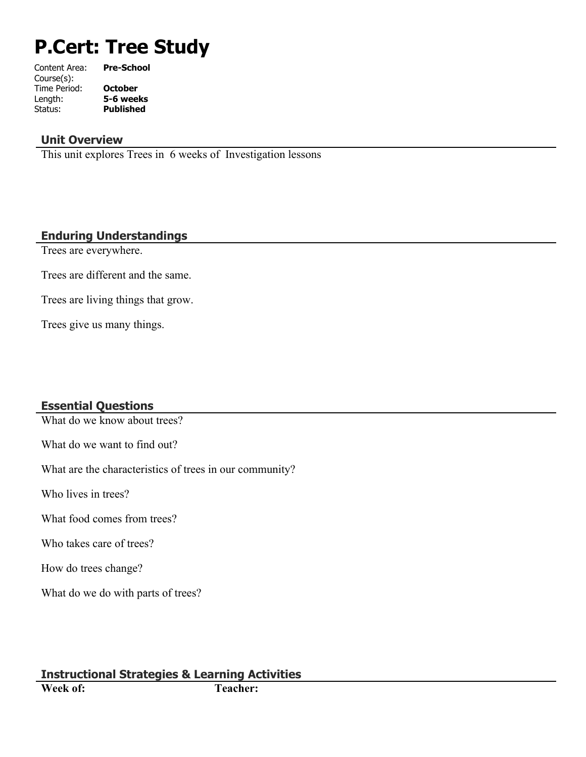# P.Cert: Tree Study

Content Area: **Pre-School**
Course(s):
Time Period: **October**
Length: **5-6 weeks**
Status: **Published**

## Unit Overview

This unit explores Trees in 6 weeks of Investigation lessons

## Enduring Understandings

Trees are everywhere.

Trees are different and the same.

Trees are living things that grow.

Trees give us many things.

## Essential Questions

What do we know about trees?

What do we want to find out?

What are the characteristics of trees in our community?

Who lives in trees?

What food comes from trees?

Who takes care of trees?

How do trees change?

What do we do with parts of trees?

## Instructional Strategies & Learning Activities

**Week of:** **Teacher:**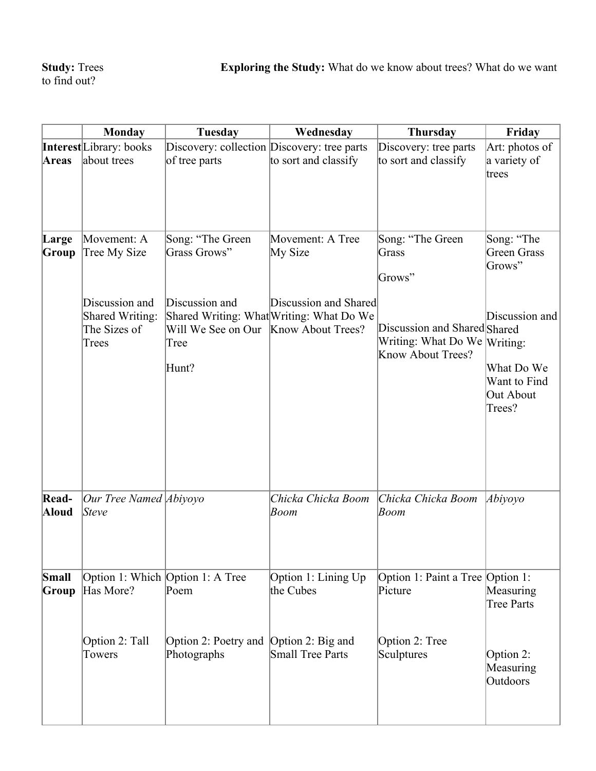**Study:** Trees **Exploring the Study:** What do we know about trees? What do we want to find out?

| | Monday | Tuesday | Wednesday | Thursday | Friday |
|---|---|---|---|---|---|
| **Interest Areas** | Library: books about trees | Discovery: collection of tree parts | Discovery: tree parts to sort and classify | Discovery: tree parts to sort and classify | Art: photos of a variety of trees |
| **Large Group** | Movement: A Tree My Size<br><br>Discussion and Shared Writing: The Sizes of Trees | Song: "The Green Grass Grows"<br><br>Discussion and Shared Writing: What Will We See on Our Tree Hunt? | Movement: A Tree My Size<br><br>Discussion and Shared Writing: What Do We Know About Trees? | Song: "The Green Grass Grows"<br><br>Discussion and Shared Writing: What Do We Know About Trees? | Song: "The Green Grass Grows"<br><br>Discussion and Shared Writing: What Do We Want to Find Out About Trees? |
| **Read-Aloud** | *Our Tree Named Steve* | *Abiyoyo* | *Chicka Chicka Boom Boom* | *Chicka Chicka Boom Boom* | *Abiyoyo* |
| **Small Group** | Option 1: Which Has More?<br><br>Option 2: Tall Towers | Option 1: A Tree Poem<br><br>Option 2: Poetry and Photographs | Option 1: Lining Up the Cubes<br><br>Option 2: Big and Small Tree Parts | Option 1: Paint a Tree Picture<br><br>Option 2: Tree Sculptures | Option 1: Measuring Tree Parts<br><br>Option 2: Measuring Outdoors |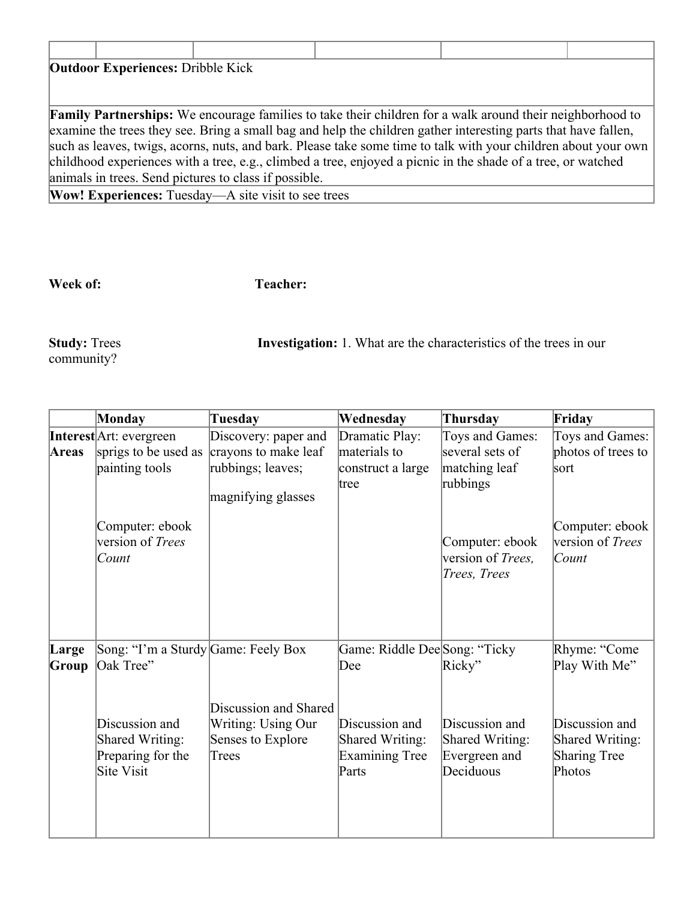| | | | | | |
|---|---|---|---|---|---|
| **Outdoor Experiences:** Dribble Kick | | | | | |
| **Family Partnerships:** We encourage families to take their children for a walk around their neighborhood to examine the trees they see. Bring a small bag and help the children gather interesting parts that have fallen, such as leaves, twigs, acorns, nuts, and bark. Please take some time to talk with your children about your own childhood experiences with a tree, e.g., climbed a tree, enjoyed a picnic in the shade of a tree, or watched animals in trees. Send pictures to class if possible. | | | | | |
| **Wow! Experiences:** Tuesday—A site visit to see trees | | | | | |

**Week of:** **Teacher:**

**Study:** Trees **Investigation:** 1. What are the characteristics of the trees in our community?

| | Monday | Tuesday | Wednesday | Thursday | Friday |
|---|---|---|---|---|---|
| **Interest Areas** | Art: evergreen sprigs to be used as painting tools<br><br>Computer: ebook version of *Trees Count* | Discovery: paper and crayons to make leaf rubbings; leaves;<br><br>magnifying glasses | Dramatic Play: materials to construct a large tree | Toys and Games: several sets of matching leaf rubbings<br><br>Computer: ebook version of *Trees, Trees, Trees* | Toys and Games: photos of trees to sort<br><br>Computer: ebook version of *Trees Count* |
| **Large Group** | Song: "I'm a Sturdy Oak Tree"<br><br>Discussion and Shared Writing: Preparing for the Site Visit | Game: Feely Box<br><br>Discussion and Shared Writing: Using Our Senses to Explore Trees | Game: Riddle Dee Dee<br><br>Discussion and Shared Writing: Examining Tree Parts | Song: "Ticky Ricky"<br><br>Discussion and Shared Writing: Evergreen and Deciduous | Rhyme: "Come Play With Me"<br><br>Discussion and Shared Writing: Sharing Tree Photos |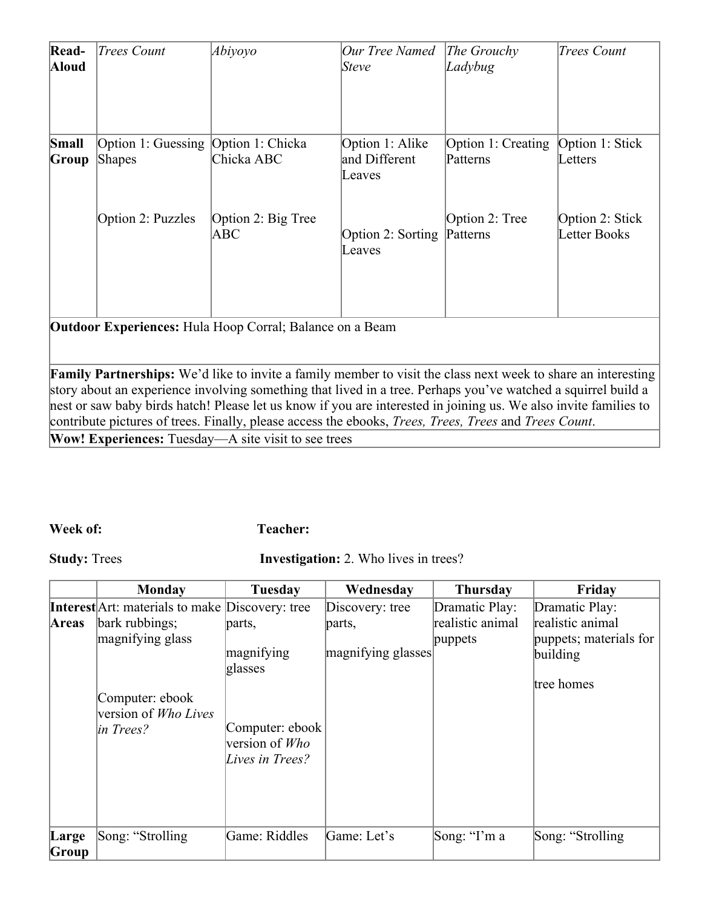| Read-Aloud | *Trees Count* | *Abiyoyo* | *Our Tree Named Steve* | *The Grouchy Ladybug* | *Trees Count* |
|---|---|---|---|---|---|
| **Small Group** | Option 1: Guessing Shapes<br><br>Option 2: Puzzles | Option 1: Chicka Chicka ABC<br><br>Option 2: Big Tree ABC | Option 1: Alike and Different Leaves<br><br>Option 2: Sorting Leaves | Option 1: Creating Patterns<br><br>Option 2: Tree Patterns | Option 1: Stick Letters<br><br>Option 2: Stick Letter Books |

**Outdoor Experiences:** Hula Hoop Corral; Balance on a Beam

**Family Partnerships:** We'd like to invite a family member to visit the class next week to share an interesting story about an experience involving something that lived in a tree. Perhaps you've watched a squirrel build a nest or saw baby birds hatch! Please let us know if you are interested in joining us. We also invite families to contribute pictures of trees. Finally, please access the ebooks, *Trees, Trees, Trees* and *Trees Count*.

**Wow! Experiences:** Tuesday—A site visit to see trees

**Week of:** **Teacher:**

**Study:** Trees **Investigation:** 2. Who lives in trees?

| | Monday | Tuesday | Wednesday | Thursday | Friday |
|---|---|---|---|---|---|
| **Interest Areas** | Art: materials to make bark rubbings; magnifying glass<br><br>Computer: ebook version of *Who Lives in Trees?* | Discovery: tree parts,<br><br>magnifying glasses<br><br>Computer: ebook version of *Who Lives in Trees?* | Discovery: tree parts,<br><br>magnifying glasses | Dramatic Play: realistic animal puppets | Dramatic Play: realistic animal puppets; materials for building<br><br>tree homes |
| **Large Group** | Song: "Strolling | Game: Riddles | Game: Let's | Song: "I'm a | Song: "Strolling |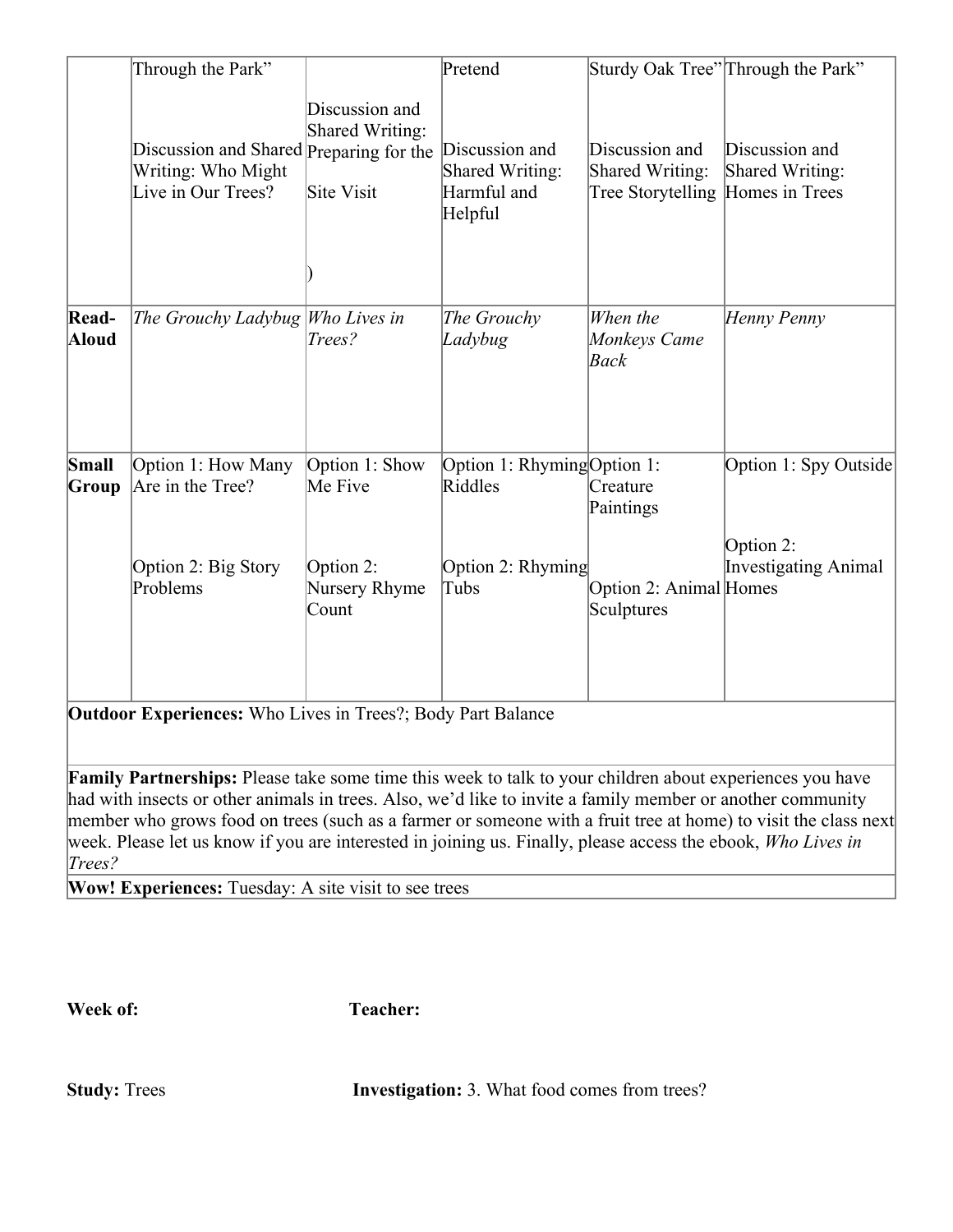|  |  |  |  |  |  |
|---|---|---|---|---|---|
|  | Through the Park"<br><br>Discussion and Shared Writing: Who Might Live in Our Trees? | Discussion and Shared Writing: Preparing for the Site Visit<br><br>) | Pretend<br><br>Discussion and Shared Writing: Harmful and Helpful | Sturdy Oak Tree"<br><br>Discussion and Shared Writing: Tree Storytelling | Through the Park"<br><br>Discussion and Shared Writing: Homes in Trees |
| **Read-Aloud** | *The Grouchy Ladybug* | *Who Lives in Trees?* | *The Grouchy Ladybug* | *When the Monkeys Came Back* | *Henny Penny* |
| **Small Group** | Option 1: How Many Are in the Tree?<br><br>Option 2: Big Story Problems | Option 1: Show Me Five<br><br>Option 2: Nursery Rhyme Count | Option 1: Rhyming Riddles<br><br>Option 2: Rhyming Tubs | Option 1: Creature Paintings<br><br>Option 2: Animal Sculptures | Option 1: Spy Outside<br><br>Option 2: Investigating Animal Homes |
| **Outdoor Experiences:** Who Lives in Trees?; Body Part Balance | | | | | |
| **Family Partnerships:** Please take some time this week to talk to your children about experiences you have had with insects or other animals in trees. Also, we'd like to invite a family member or another community member who grows food on trees (such as a farmer or someone with a fruit tree at home) to visit the class next week. Please let us know if you are interested in joining us. Finally, please access the ebook, *Who Lives in Trees?* | | | | | |
| **Wow! Experiences:** Tuesday: A site visit to see trees | | | | | |

**Week of:** **Teacher:**

**Study:** Trees **Investigation:** 3. What food comes from trees?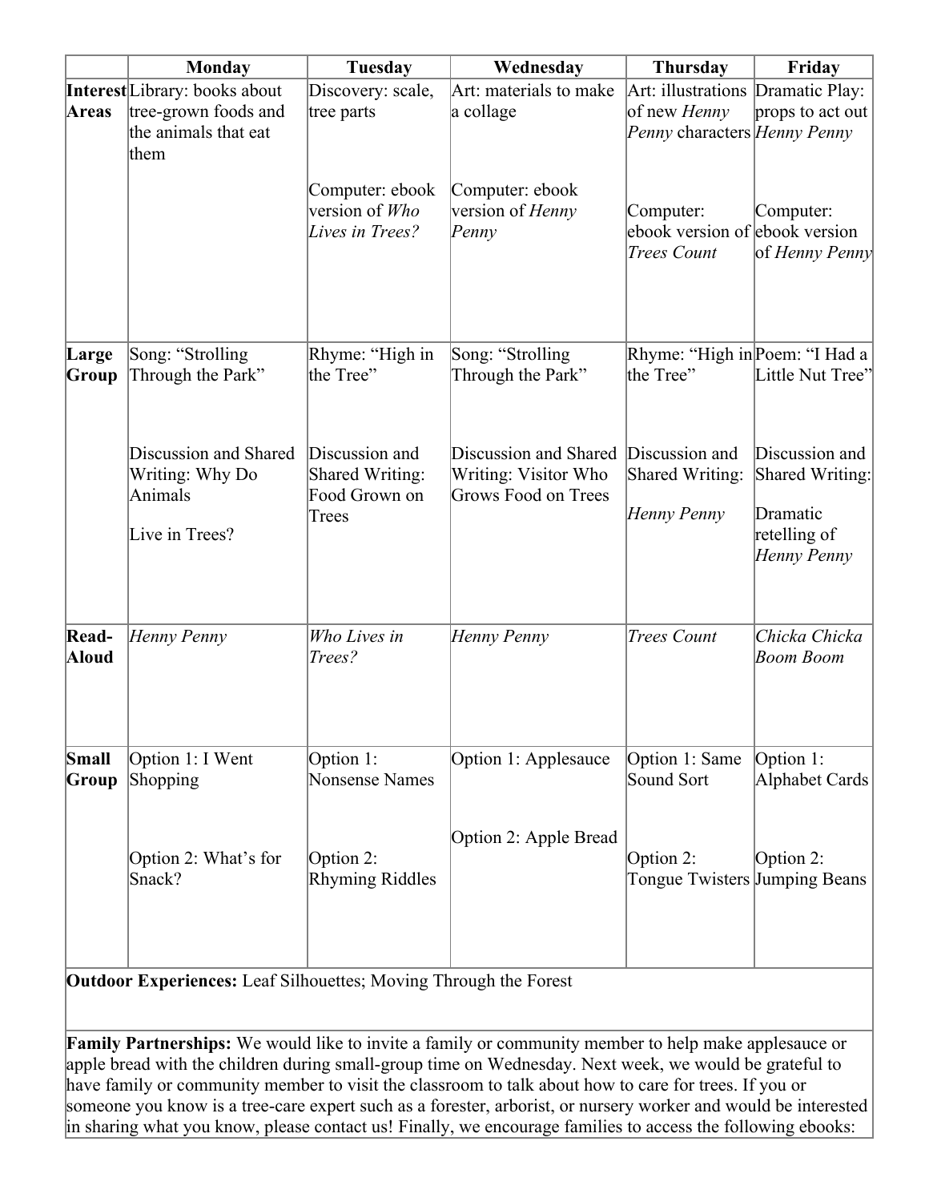| | Monday | Tuesday | Wednesday | Thursday | Friday |
|---|---|---|---|---|---|
| **Interest Areas** | Library: books about tree-grown foods and the animals that eat them | Discovery: scale, tree parts<br><br>Computer: ebook version of *Who Lives in Trees?* | Art: materials to make a collage<br><br>Computer: ebook version of *Henny Penny* | Art: illustrations of new *Henny Penny* characters<br><br>Computer: ebook version of *Trees Count* | Dramatic Play: props to act out *Henny Penny*<br><br>Computer: ebook version of *Henny Penny* |
| **Large Group** | Song: "Strolling Through the Park"<br><br>Discussion and Shared Writing: Why Do Animals<br><br>Live in Trees? | Rhyme: "High in the Tree"<br><br>Discussion and Shared Writing: Food Grown on Trees | Song: "Strolling Through the Park"<br><br>Discussion and Shared Writing: Visitor Who Grows Food on Trees | Rhyme: "High in the Tree"<br><br>Discussion and Shared Writing:<br><br>*Henny Penny* | Poem: "I Had a Little Nut Tree"<br><br>Discussion and Shared Writing:<br><br>Dramatic retelling of *Henny Penny* |
| **Read-Aloud** | *Henny Penny* | *Who Lives in Trees?* | *Henny Penny* | *Trees Count* | *Chicka Chicka Boom Boom* |
| **Small Group** | Option 1: I Went Shopping<br><br>Option 2: What's for Snack? | Option 1: Nonsense Names<br><br>Option 2: Rhyming Riddles | Option 1: Applesauce<br><br>Option 2: Apple Bread | Option 1: Same Sound Sort<br><br>Option 2: Tongue Twisters | Option 1: Alphabet Cards<br><br>Option 2: Jumping Beans |

**Outdoor Experiences:** Leaf Silhouettes; Moving Through the Forest

**Family Partnerships:** We would like to invite a family or community member to help make applesauce or apple bread with the children during small-group time on Wednesday. Next week, we would be grateful to have family or community member to visit the classroom to talk about how to care for trees. If you or someone you know is a tree-care expert such as a forester, arborist, or nursery worker and would be interested in sharing what you know, please contact us! Finally, we encourage families to access the following ebooks: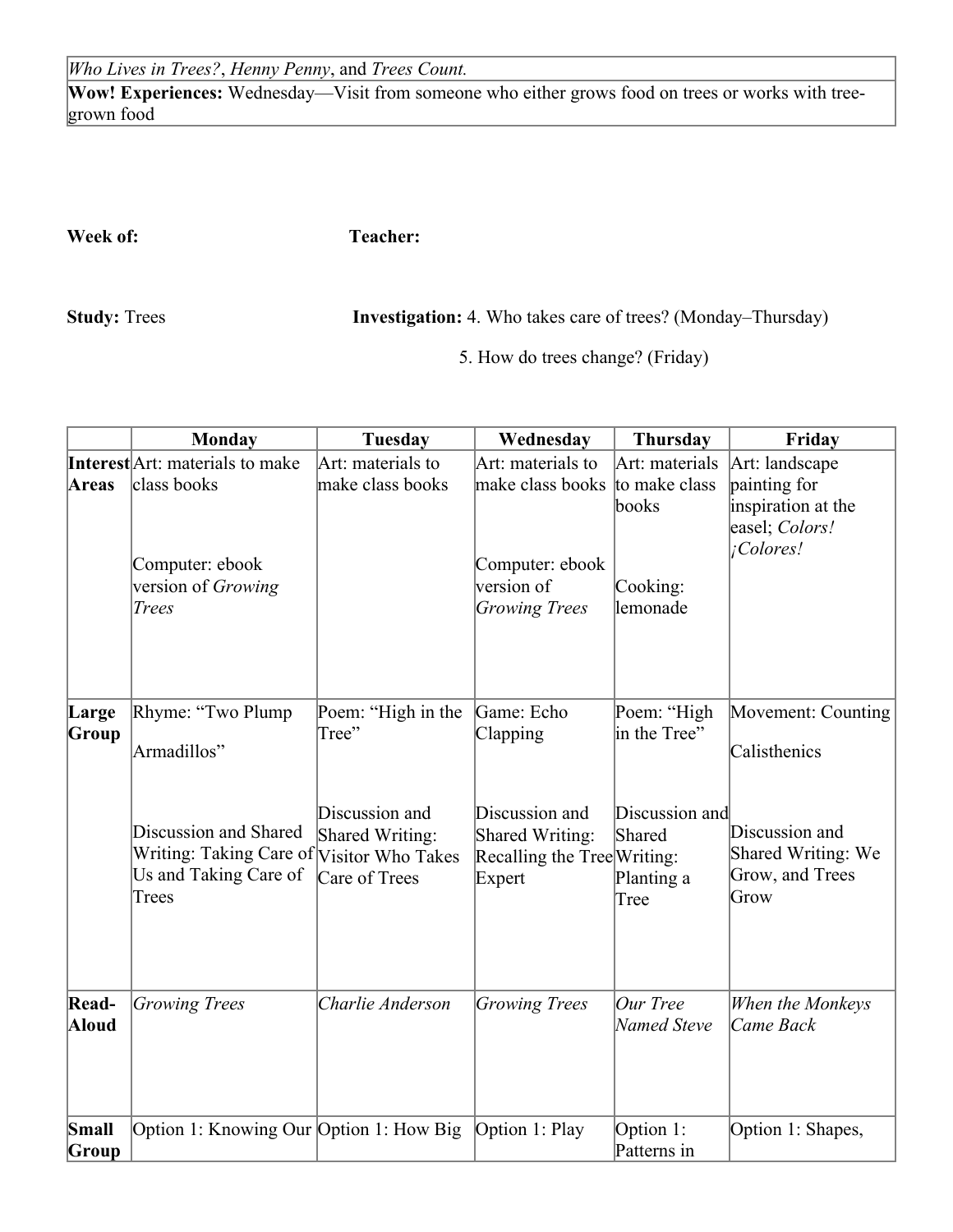| *Who Lives in Trees?*, *Henny Penny*, and *Trees Count.* |
|---|
| **Wow! Experiences:** Wednesday—Visit from someone who either grows food on trees or works with tree-grown food |

**Week of:** **Teacher:**

**Study:** Trees **Investigation:** 4. Who takes care of trees? (Monday–Thursday)

5. How do trees change? (Friday)

| | Monday | Tuesday | Wednesday | Thursday | Friday |
|---|---|---|---|---|---|
| **Interest Areas** | Art: materials to make class books<br><br>Computer: ebook version of *Growing Trees* | Art: materials to make class books | Art: materials to make class books<br><br>Computer: ebook version of *Growing Trees* | Art: materials to make class books<br><br>Cooking: lemonade | Art: landscape painting for inspiration at the easel; *Colors! ¡Colores!* |
| **Large Group** | Rhyme: "Two Plump Armadillos"<br><br>Discussion and Shared Writing: Taking Care of Us and Taking Care of Trees | Poem: "High in the Tree"<br><br>Discussion and Shared Writing: Visitor Who Takes Care of Trees | Game: Echo Clapping<br><br>Discussion and Shared Writing: Recalling the Tree Expert | Poem: "High in the Tree"<br><br>Discussion and Shared Writing: Planting a Tree | Movement: Counting Calisthenics<br><br>Discussion and Shared Writing: We Grow, and Trees Grow |
| **Read-Aloud** | *Growing Trees* | *Charlie Anderson* | *Growing Trees* | *Our Tree Named Steve* | *When the Monkeys Came Back* |
| **Small Group** | Option 1: Knowing Our | Option 1: How Big | Option 1: Play | Option 1: Patterns in | Option 1: Shapes, |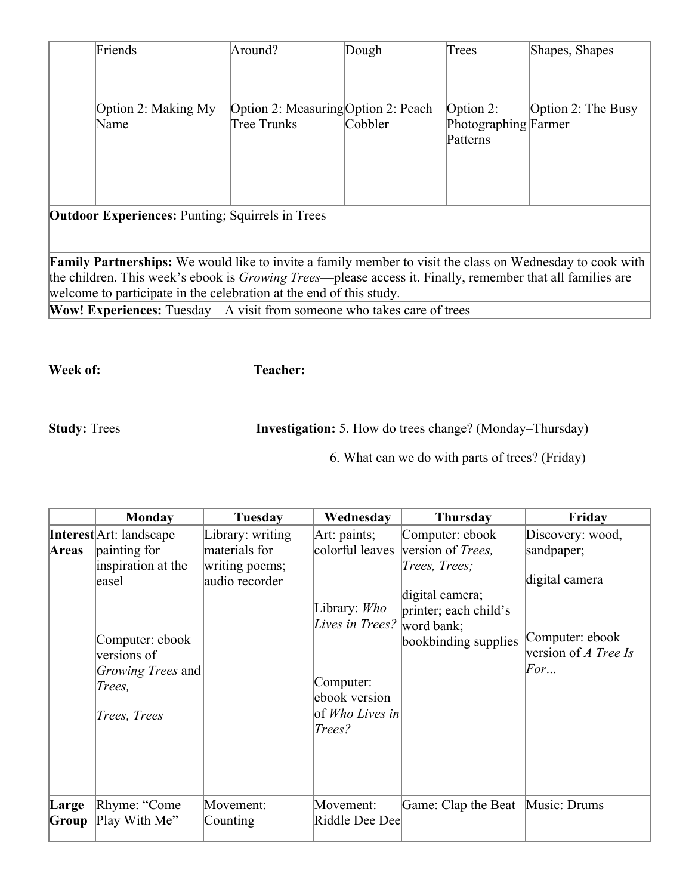|  | Friends<br><br>Option 2: Making My Name | Around?<br><br>Option 2: Measuring Tree Trunks | Dough<br><br>Option 2: Peach Cobbler | Trees<br><br>Option 2: Photographing Patterns | Shapes, Shapes<br><br>Option 2: The Busy Farmer |
|---|---|---|---|---|---|

**Outdoor Experiences:** Punting; Squirrels in Trees

**Family Partnerships:** We would like to invite a family member to visit the class on Wednesday to cook with the children. This week's ebook is *Growing Trees*—please access it. Finally, remember that all families are welcome to participate in the celebration at the end of this study.

**Wow! Experiences:** Tuesday—A visit from someone who takes care of trees

**Week of:** **Teacher:**

**Study:** Trees **Investigation:** 5. How do trees change? (Monday–Thursday)

6. What can we do with parts of trees? (Friday)

|  | Monday | Tuesday | Wednesday | Thursday | Friday |
|---|---|---|---|---|---|
| **Interest Areas** | Art: landscape painting for inspiration at the easel<br><br>Computer: ebook versions of *Growing Trees* and *Trees, Trees, Trees* | Library: writing materials for writing poems; audio recorder | Art: paints; colorful leaves<br><br>Library: *Who Lives in Trees?*<br><br>Computer: ebook version of *Who Lives in Trees?* | Computer: ebook version of *Trees, Trees, Trees;*<br><br>digital camera; printer; each child's word bank; bookbinding supplies | Discovery: wood, sandpaper;<br><br>digital camera<br><br>Computer: ebook version of *A Tree Is For...* |
| **Large Group** | Rhyme: "Come Play With Me" | Movement: Counting | Movement: Riddle Dee Dee | Game: Clap the Beat | Music: Drums |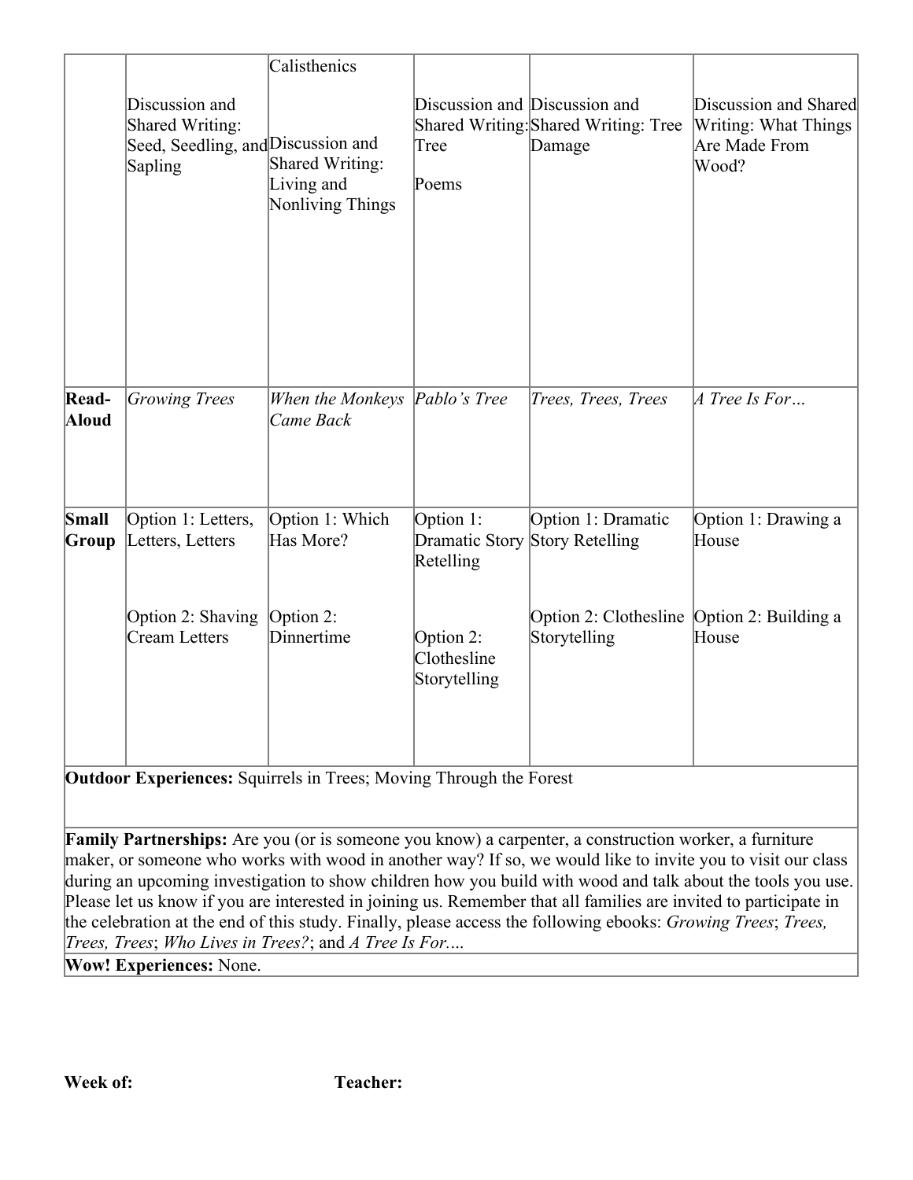|  |  |  |  |  |  |
| --- | --- | --- | --- | --- | --- |
|  | Discussion and Shared Writing: Seed, Seedling, and Sapling | Calisthenics<br><br>Discussion and Shared Writing: Living and Nonliving Things | Discussion and Shared Writing: Tree<br><br>Poems | Discussion and Shared Writing: Tree Damage | Discussion and Shared Writing: What Things Are Made From Wood? |
| **Read-Aloud** | *Growing Trees* | *When the Monkeys Came Back* | *Pablo's Tree* | *Trees, Trees, Trees* | *A Tree Is For…* |
| **Small Group** | Option 1: Letters, Letters, Letters<br><br>Option 2: Shaving Cream Letters | Option 1: Which Has More?<br><br>Option 2: Dinnertime | Option 1: Dramatic Story Retelling<br><br>Option 2: Clothesline Storytelling | Option 1: Dramatic Story Retelling<br><br>Option 2: Clothesline Storytelling | Option 1: Drawing a House<br><br>Option 2: Building a House |

**Outdoor Experiences:** Squirrels in Trees; Moving Through the Forest

**Family Partnerships:** Are you (or is someone you know) a carpenter, a construction worker, a furniture maker, or someone who works with wood in another way? If so, we would like to invite you to visit our class during an upcoming investigation to show children how you build with wood and talk about the tools you use. Please let us know if you are interested in joining us. Remember that all families are invited to participate in the celebration at the end of this study. Finally, please access the following ebooks: *Growing Trees*; *Trees, Trees, Trees*; *Who Lives in Trees?*; and *A Tree Is For….*

**Wow! Experiences:** None.

**Week of:** **Teacher:**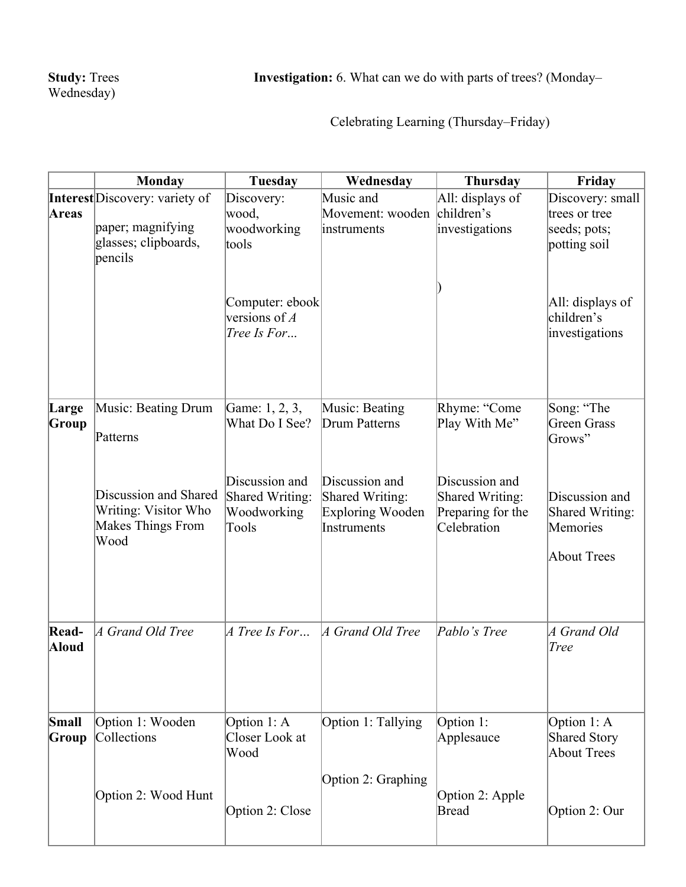**Study:** Trees **Investigation:** 6. What can we do with parts of trees? (Monday–Wednesday)

Celebrating Learning (Thursday–Friday)

| | Monday | Tuesday | Wednesday | Thursday | Friday |
|---|---|---|---|---|---|
| **Interest Areas** | Discovery: variety of paper; magnifying glasses; clipboards, pencils | Discovery: wood, woodworking tools<br><br>Computer: ebook versions of *A Tree Is For…* | Music and Movement: wooden instruments | All: displays of children's investigations<br><br>) | Discovery: small trees or tree seeds; pots; potting soil<br><br>All: displays of children's investigations |
| **Large Group** | Music: Beating Drum Patterns<br><br>Discussion and Shared Writing: Visitor Who Makes Things From Wood | Game: 1, 2, 3, What Do I See?<br><br>Discussion and Shared Writing: Woodworking Tools | Music: Beating Drum Patterns<br><br>Discussion and Shared Writing: Exploring Wooden Instruments | Rhyme: "Come Play With Me"<br><br>Discussion and Shared Writing: Preparing for the Celebration | Song: "The Green Grass Grows"<br><br>Discussion and Shared Writing: Memories About Trees |
| **Read-Aloud** | *A Grand Old Tree* | *A Tree Is For…* | *A Grand Old Tree* | *Pablo's Tree* | *A Grand Old Tree* |
| **Small Group** | Option 1: Wooden Collections<br><br>Option 2: Wood Hunt | Option 1: A Closer Look at Wood<br><br>Option 2: Close | Option 1: Tallying<br><br>Option 2: Graphing | Option 1: Applesauce<br><br>Option 2: Apple Bread | Option 1: A Shared Story About Trees<br><br>Option 2: Our |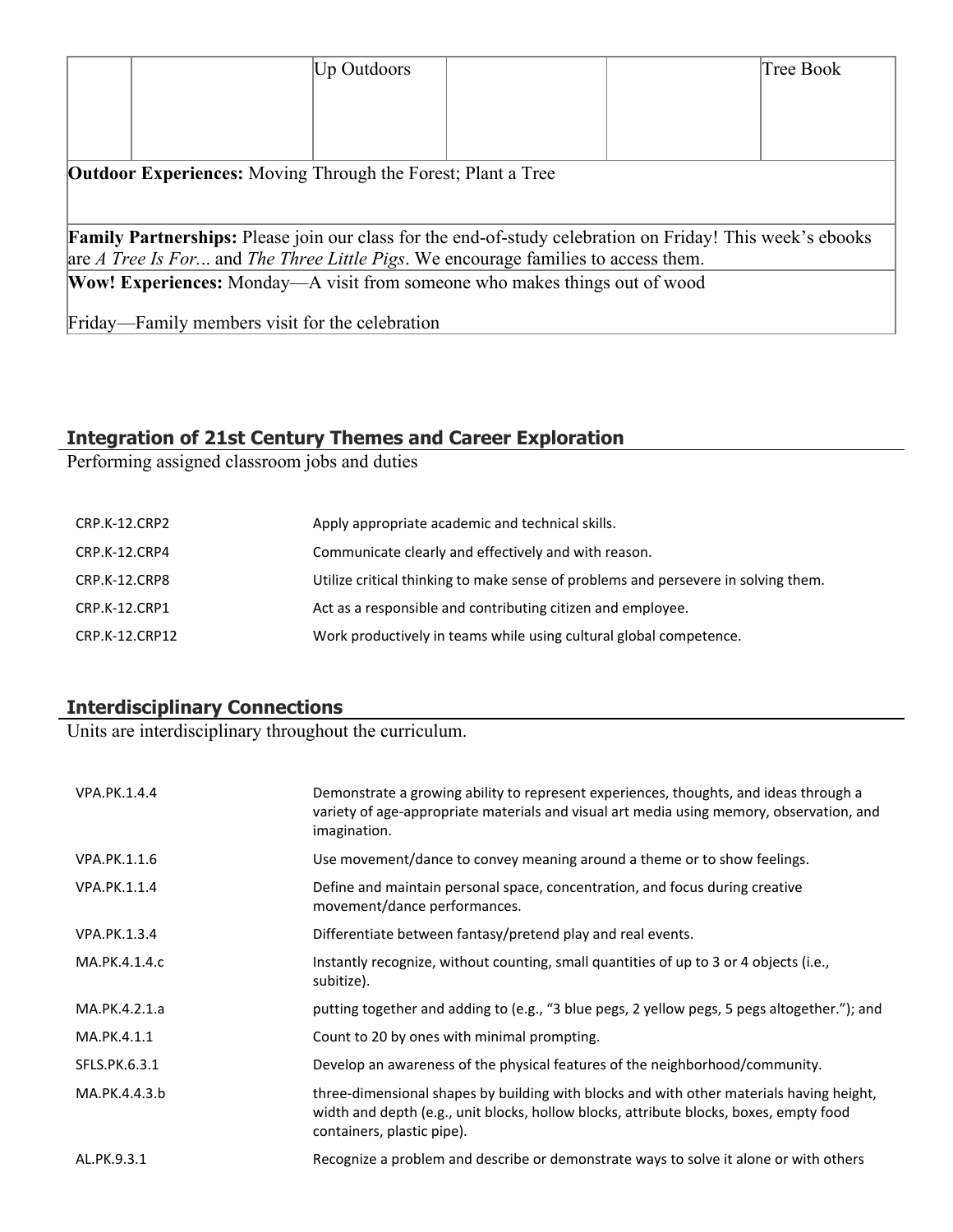| | | Up Outdoors | | | Tree Book |
|---|---|---|---|---|---|

**Outdoor Experiences:** Moving Through the Forest; Plant a Tree

**Family Partnerships:** Please join our class for the end-of-study celebration on Friday! This week's ebooks are *A Tree Is For...* and *The Three Little Pigs*. We encourage families to access them.

**Wow! Experiences:** Monday—A visit from someone who makes things out of wood

Friday—Family members visit for the celebration

## Integration of 21st Century Themes and Career Exploration

Performing assigned classroom jobs and duties

| | |
|---|---|
| CRP.K-12.CRP2 | Apply appropriate academic and technical skills. |
| CRP.K-12.CRP4 | Communicate clearly and effectively and with reason. |
| CRP.K-12.CRP8 | Utilize critical thinking to make sense of problems and persevere in solving them. |
| CRP.K-12.CRP1 | Act as a responsible and contributing citizen and employee. |
| CRP.K-12.CRP12 | Work productively in teams while using cultural global competence. |

## Interdisciplinary Connections

Units are interdisciplinary throughout the curriculum.

| | |
|---|---|
| VPA.PK.1.4.4 | Demonstrate a growing ability to represent experiences, thoughts, and ideas through a variety of age-appropriate materials and visual art media using memory, observation, and imagination. |
| VPA.PK.1.1.6 | Use movement/dance to convey meaning around a theme or to show feelings. |
| VPA.PK.1.1.4 | Define and maintain personal space, concentration, and focus during creative movement/dance performances. |
| VPA.PK.1.3.4 | Differentiate between fantasy/pretend play and real events. |
| MA.PK.4.1.4.c | Instantly recognize, without counting, small quantities of up to 3 or 4 objects (i.e., subitize). |
| MA.PK.4.2.1.a | putting together and adding to (e.g., "3 blue pegs, 2 yellow pegs, 5 pegs altogether."); and |
| MA.PK.4.1.1 | Count to 20 by ones with minimal prompting. |
| SFLS.PK.6.3.1 | Develop an awareness of the physical features of the neighborhood/community. |
| MA.PK.4.4.3.b | three-dimensional shapes by building with blocks and with other materials having height, width and depth (e.g., unit blocks, hollow blocks, attribute blocks, boxes, empty food containers, plastic pipe). |
| AL.PK.9.3.1 | Recognize a problem and describe or demonstrate ways to solve it alone or with others |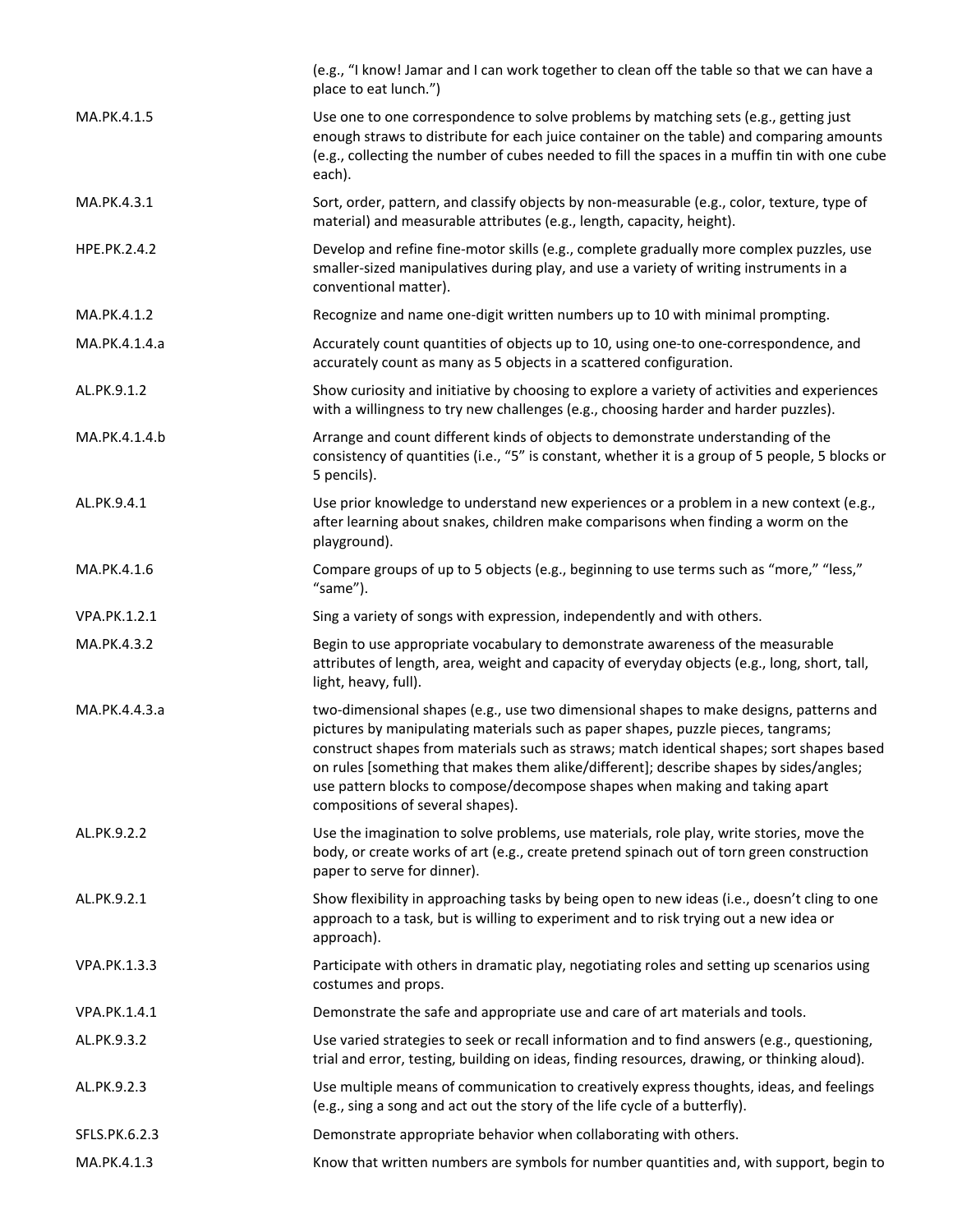| | |
|---|---|
| | (e.g., "I know! Jamar and I can work together to clean off the table so that we can have a place to eat lunch.") |
| MA.PK.4.1.5 | Use one to one correspondence to solve problems by matching sets (e.g., getting just enough straws to distribute for each juice container on the table) and comparing amounts (e.g., collecting the number of cubes needed to fill the spaces in a muffin tin with one cube each). |
| MA.PK.4.3.1 | Sort, order, pattern, and classify objects by non-measurable (e.g., color, texture, type of material) and measurable attributes (e.g., length, capacity, height). |
| HPE.PK.2.4.2 | Develop and refine fine-motor skills (e.g., complete gradually more complex puzzles, use smaller-sized manipulatives during play, and use a variety of writing instruments in a conventional matter). |
| MA.PK.4.1.2 | Recognize and name one-digit written numbers up to 10 with minimal prompting. |
| MA.PK.4.1.4.a | Accurately count quantities of objects up to 10, using one-to one-correspondence, and accurately count as many as 5 objects in a scattered configuration. |
| AL.PK.9.1.2 | Show curiosity and initiative by choosing to explore a variety of activities and experiences with a willingness to try new challenges (e.g., choosing harder and harder puzzles). |
| MA.PK.4.1.4.b | Arrange and count different kinds of objects to demonstrate understanding of the consistency of quantities (i.e., "5" is constant, whether it is a group of 5 people, 5 blocks or 5 pencils). |
| AL.PK.9.4.1 | Use prior knowledge to understand new experiences or a problem in a new context (e.g., after learning about snakes, children make comparisons when finding a worm on the playground). |
| MA.PK.4.1.6 | Compare groups of up to 5 objects (e.g., beginning to use terms such as "more," "less," "same"). |
| VPA.PK.1.2.1 | Sing a variety of songs with expression, independently and with others. |
| MA.PK.4.3.2 | Begin to use appropriate vocabulary to demonstrate awareness of the measurable attributes of length, area, weight and capacity of everyday objects (e.g., long, short, tall, light, heavy, full). |
| MA.PK.4.4.3.a | two-dimensional shapes (e.g., use two dimensional shapes to make designs, patterns and pictures by manipulating materials such as paper shapes, puzzle pieces, tangrams; construct shapes from materials such as straws; match identical shapes; sort shapes based on rules [something that makes them alike/different]; describe shapes by sides/angles; use pattern blocks to compose/decompose shapes when making and taking apart compositions of several shapes). |
| AL.PK.9.2.2 | Use the imagination to solve problems, use materials, role play, write stories, move the body, or create works of art (e.g., create pretend spinach out of torn green construction paper to serve for dinner). |
| AL.PK.9.2.1 | Show flexibility in approaching tasks by being open to new ideas (i.e., doesn't cling to one approach to a task, but is willing to experiment and to risk trying out a new idea or approach). |
| VPA.PK.1.3.3 | Participate with others in dramatic play, negotiating roles and setting up scenarios using costumes and props. |
| VPA.PK.1.4.1 | Demonstrate the safe and appropriate use and care of art materials and tools. |
| AL.PK.9.3.2 | Use varied strategies to seek or recall information and to find answers (e.g., questioning, trial and error, testing, building on ideas, finding resources, drawing, or thinking aloud). |
| AL.PK.9.2.3 | Use multiple means of communication to creatively express thoughts, ideas, and feelings (e.g., sing a song and act out the story of the life cycle of a butterfly). |
| SFLS.PK.6.2.3 | Demonstrate appropriate behavior when collaborating with others. |
| MA.PK.4.1.3 | Know that written numbers are symbols for number quantities and, with support, begin to |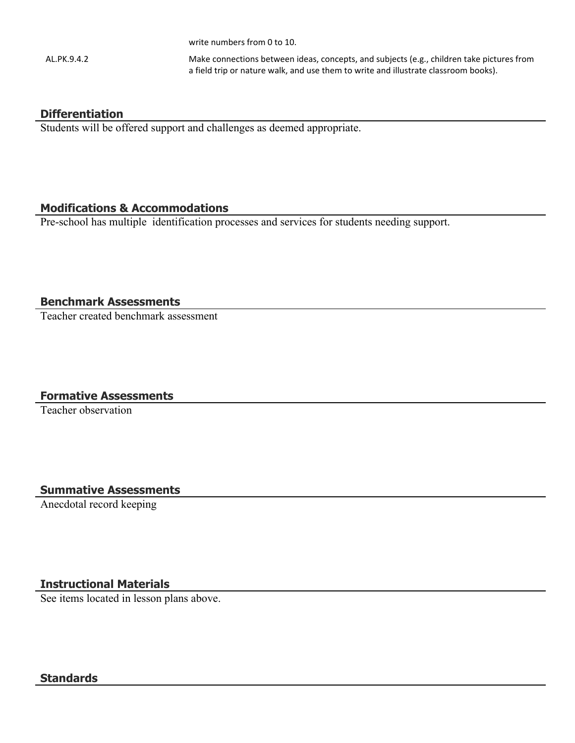| | write numbers from 0 to 10. |
|---|---|
| AL.PK.9.4.2 | Make connections between ideas, concepts, and subjects (e.g., children take pictures from a field trip or nature walk, and use them to write and illustrate classroom books). |

## Differentiation

Students will be offered support and challenges as deemed appropriate.

## Modifications & Accommodations

Pre-school has multiple identification processes and services for students needing support.

## Benchmark Assessments

Teacher created benchmark assessment

## Formative Assessments

Teacher observation

## Summative Assessments

Anecdotal record keeping

## Instructional Materials

See items located in lesson plans above.

## Standards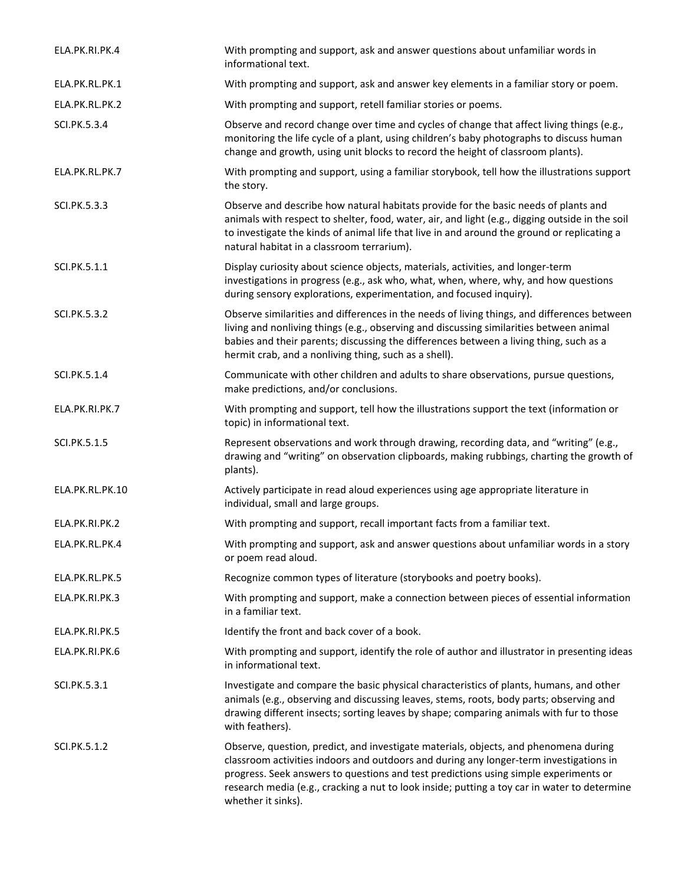| | |
|---|---|
| ELA.PK.RI.PK.4 | With prompting and support, ask and answer questions about unfamiliar words in informational text. |
| ELA.PK.RL.PK.1 | With prompting and support, ask and answer key elements in a familiar story or poem. |
| ELA.PK.RL.PK.2 | With prompting and support, retell familiar stories or poems. |
| SCI.PK.5.3.4 | Observe and record change over time and cycles of change that affect living things (e.g., monitoring the life cycle of a plant, using children's baby photographs to discuss human change and growth, using unit blocks to record the height of classroom plants). |
| ELA.PK.RL.PK.7 | With prompting and support, using a familiar storybook, tell how the illustrations support the story. |
| SCI.PK.5.3.3 | Observe and describe how natural habitats provide for the basic needs of plants and animals with respect to shelter, food, water, air, and light (e.g., digging outside in the soil to investigate the kinds of animal life that live in and around the ground or replicating a natural habitat in a classroom terrarium). |
| SCI.PK.5.1.1 | Display curiosity about science objects, materials, activities, and longer-term investigations in progress (e.g., ask who, what, when, where, why, and how questions during sensory explorations, experimentation, and focused inquiry). |
| SCI.PK.5.3.2 | Observe similarities and differences in the needs of living things, and differences between living and nonliving things (e.g., observing and discussing similarities between animal babies and their parents; discussing the differences between a living thing, such as a hermit crab, and a nonliving thing, such as a shell). |
| SCI.PK.5.1.4 | Communicate with other children and adults to share observations, pursue questions, make predictions, and/or conclusions. |
| ELA.PK.RI.PK.7 | With prompting and support, tell how the illustrations support the text (information or topic) in informational text. |
| SCI.PK.5.1.5 | Represent observations and work through drawing, recording data, and "writing" (e.g., drawing and "writing" on observation clipboards, making rubbings, charting the growth of plants). |
| ELA.PK.RL.PK.10 | Actively participate in read aloud experiences using age appropriate literature in individual, small and large groups. |
| ELA.PK.RI.PK.2 | With prompting and support, recall important facts from a familiar text. |
| ELA.PK.RL.PK.4 | With prompting and support, ask and answer questions about unfamiliar words in a story or poem read aloud. |
| ELA.PK.RL.PK.5 | Recognize common types of literature (storybooks and poetry books). |
| ELA.PK.RI.PK.3 | With prompting and support, make a connection between pieces of essential information in a familiar text. |
| ELA.PK.RI.PK.5 | Identify the front and back cover of a book. |
| ELA.PK.RI.PK.6 | With prompting and support, identify the role of author and illustrator in presenting ideas in informational text. |
| SCI.PK.5.3.1 | Investigate and compare the basic physical characteristics of plants, humans, and other animals (e.g., observing and discussing leaves, stems, roots, body parts; observing and drawing different insects; sorting leaves by shape; comparing animals with fur to those with feathers). |
| SCI.PK.5.1.2 | Observe, question, predict, and investigate materials, objects, and phenomena during classroom activities indoors and outdoors and during any longer-term investigations in progress. Seek answers to questions and test predictions using simple experiments or research media (e.g., cracking a nut to look inside; putting a toy car in water to determine whether it sinks). |